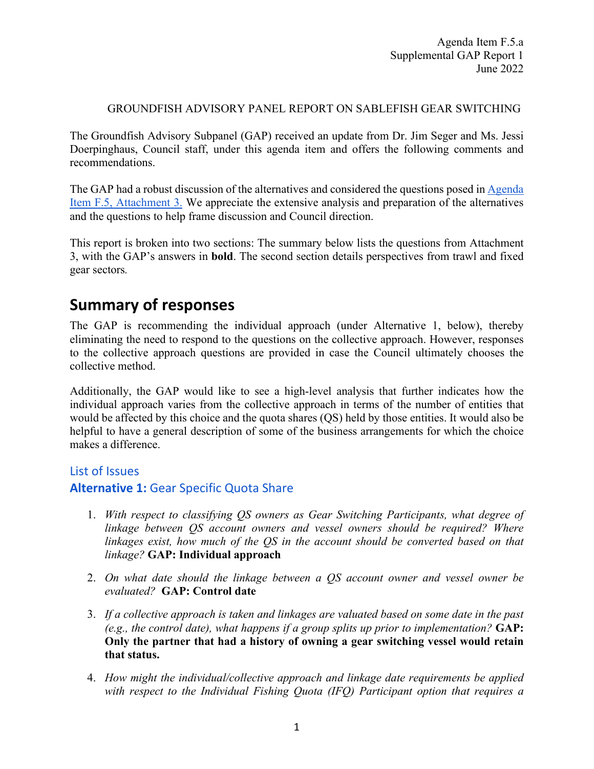Agenda Item F.5.a
Supplemental GAP Report 1
June 2022

GROUNDFISH ADVISORY PANEL REPORT ON SABLEFISH GEAR SWITCHING

The Groundfish Advisory Subpanel (GAP) received an update from Dr. Jim Seger and Ms. Jessi Doerpinghaus, Council staff, under this agenda item and offers the following comments and recommendations.

The GAP had a robust discussion of the alternatives and considered the questions posed in Agenda Item F.5, Attachment 3. We appreciate the extensive analysis and preparation of the alternatives and the questions to help frame discussion and Council direction.

This report is broken into two sections: The summary below lists the questions from Attachment 3, with the GAP's answers in **bold**. The second section details perspectives from trawl and fixed gear sectors.

# Summary of responses

The GAP is recommending the individual approach (under Alternative 1, below), thereby eliminating the need to respond to the questions on the collective approach. However, responses to the collective approach questions are provided in case the Council ultimately chooses the collective method.

Additionally, the GAP would like to see a high-level analysis that further indicates how the individual approach varies from the collective approach in terms of the number of entities that would be affected by this choice and the quota shares (QS) held by those entities. It would also be helpful to have a general description of some of the business arrangements for which the choice makes a difference.

## List of Issues

### **Alternative 1:** Gear Specific Quota Share

1. *With respect to classifying QS owners as Gear Switching Participants, what degree of linkage between QS account owners and vessel owners should be required? Where linkages exist, how much of the QS in the account should be converted based on that linkage?* **GAP: Individual approach**

2. *On what date should the linkage between a QS account owner and vessel owner be evaluated?* **GAP: Control date**

3. *If a collective approach is taken and linkages are valuated based on some date in the past (e.g., the control date), what happens if a group splits up prior to implementation?* **GAP: Only the partner that had a history of owning a gear switching vessel would retain that status.**

4. *How might the individual/collective approach and linkage date requirements be applied with respect to the Individual Fishing Quota (IFQ) Participant option that requires a*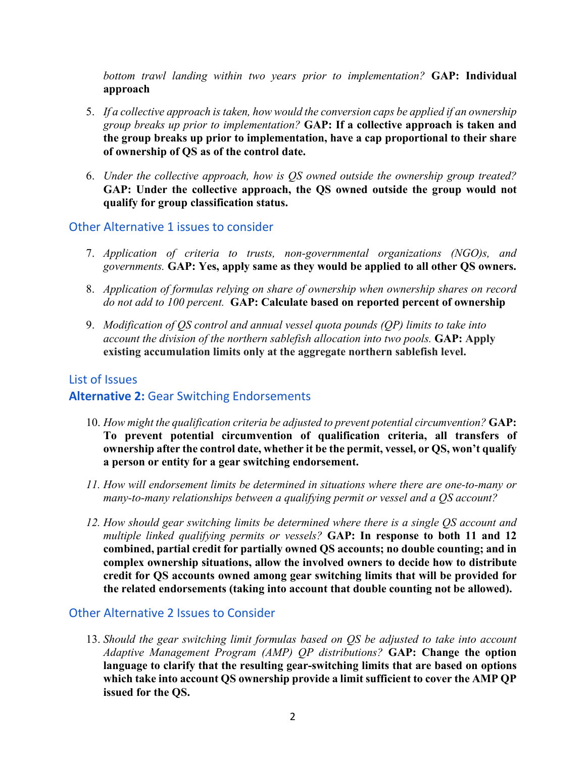*bottom trawl landing within two years prior to implementation?* **GAP: Individual approach**

5. *If a collective approach is taken, how would the conversion caps be applied if an ownership group breaks up prior to implementation?* **GAP: If a collective approach is taken and the group breaks up prior to implementation, have a cap proportional to their share of ownership of QS as of the control date.**

6. *Under the collective approach, how is QS owned outside the ownership group treated?* **GAP: Under the collective approach, the QS owned outside the group would not qualify for group classification status.**

## Other Alternative 1 issues to consider

7. *Application of criteria to trusts, non-governmental organizations (NGO)s, and governments.* **GAP: Yes, apply same as they would be applied to all other QS owners.**

8. *Application of formulas relying on share of ownership when ownership shares on record do not add to 100 percent.* **GAP: Calculate based on reported percent of ownership**

9. *Modification of QS control and annual vessel quota pounds (QP) limits to take into account the division of the northern sablefish allocation into two pools.* **GAP: Apply existing accumulation limits only at the aggregate northern sablefish level.**

## List of Issues

## **Alternative 2:** Gear Switching Endorsements

10. *How might the qualification criteria be adjusted to prevent potential circumvention?* **GAP: To prevent potential circumvention of qualification criteria, all transfers of ownership after the control date, whether it be the permit, vessel, or QS, won't qualify a person or entity for a gear switching endorsement.**

11. *How will endorsement limits be determined in situations where there are one-to-many or many-to-many relationships between a qualifying permit or vessel and a QS account?*

12. *How should gear switching limits be determined where there is a single QS account and multiple linked qualifying permits or vessels?* **GAP: In response to both 11 and 12 combined, partial credit for partially owned QS accounts; no double counting; and in complex ownership situations, allow the involved owners to decide how to distribute credit for QS accounts owned among gear switching limits that will be provided for the related endorsements (taking into account that double counting not be allowed).**

## Other Alternative 2 Issues to Consider

13. *Should the gear switching limit formulas based on QS be adjusted to take into account Adaptive Management Program (AMP) QP distributions?* **GAP: Change the option language to clarify that the resulting gear-switching limits that are based on options which take into account QS ownership provide a limit sufficient to cover the AMP QP issued for the QS.**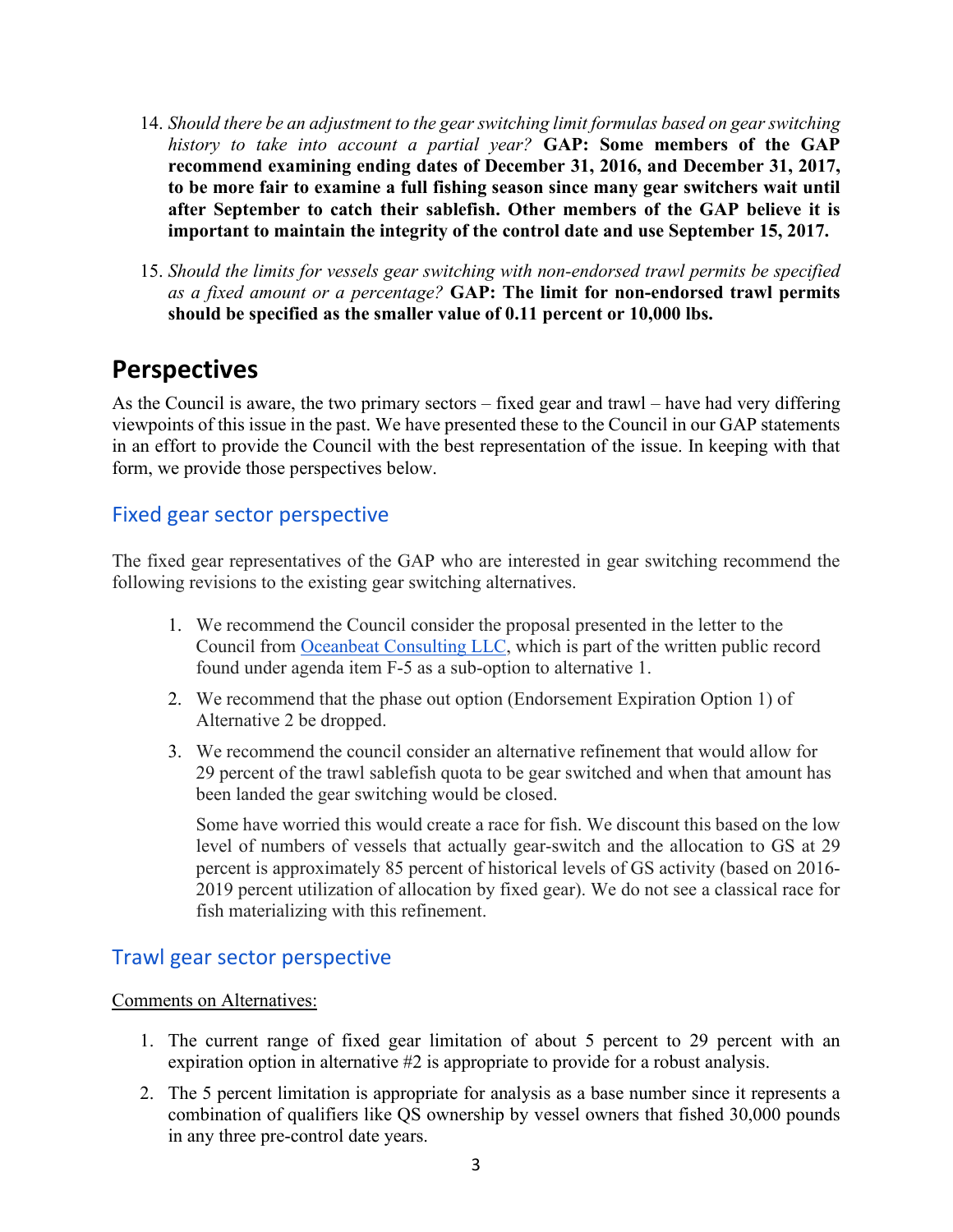14. *Should there be an adjustment to the gear switching limit formulas based on gear switching history to take into account a partial year?* **GAP: Some members of the GAP recommend examining ending dates of December 31, 2016, and December 31, 2017, to be more fair to examine a full fishing season since many gear switchers wait until after September to catch their sablefish. Other members of the GAP believe it is important to maintain the integrity of the control date and use September 15, 2017.**

15. *Should the limits for vessels gear switching with non-endorsed trawl permits be specified as a fixed amount or a percentage?* **GAP: The limit for non-endorsed trawl permits should be specified as the smaller value of 0.11 percent or 10,000 lbs.**

# Perspectives

As the Council is aware, the two primary sectors – fixed gear and trawl – have had very differing viewpoints of this issue in the past. We have presented these to the Council in our GAP statements in an effort to provide the Council with the best representation of the issue. In keeping with that form, we provide those perspectives below.

## Fixed gear sector perspective

The fixed gear representatives of the GAP who are interested in gear switching recommend the following revisions to the existing gear switching alternatives.

1. We recommend the Council consider the proposal presented in the letter to the Council from Oceanbeat Consulting LLC, which is part of the written public record found under agenda item F-5 as a sub-option to alternative 1.

2. We recommend that the phase out option (Endorsement Expiration Option 1) of Alternative 2 be dropped.

3. We recommend the council consider an alternative refinement that would allow for 29 percent of the trawl sablefish quota to be gear switched and when that amount has been landed the gear switching would be closed.

   Some have worried this would create a race for fish. We discount this based on the low level of numbers of vessels that actually gear-switch and the allocation to GS at 29 percent is approximately 85 percent of historical levels of GS activity (based on 2016-2019 percent utilization of allocation by fixed gear). We do not see a classical race for fish materializing with this refinement.

## Trawl gear sector perspective

Comments on Alternatives:

1. The current range of fixed gear limitation of about 5 percent to 29 percent with an expiration option in alternative #2 is appropriate to provide for a robust analysis.

2. The 5 percent limitation is appropriate for analysis as a base number since it represents a combination of qualifiers like QS ownership by vessel owners that fished 30,000 pounds in any three pre-control date years.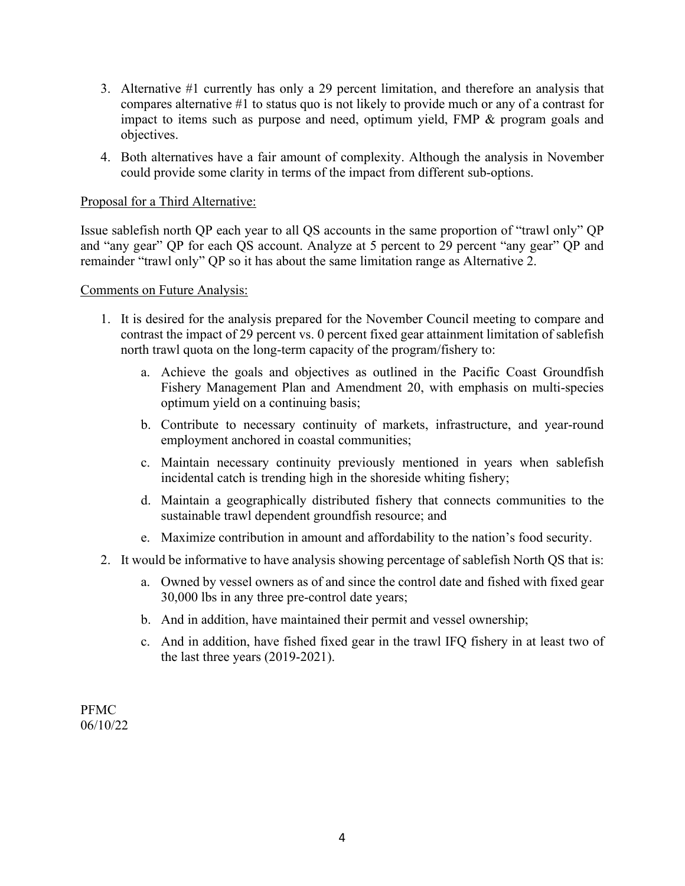3. Alternative #1 currently has only a 29 percent limitation, and therefore an analysis that compares alternative #1 to status quo is not likely to provide much or any of a contrast for impact to items such as purpose and need, optimum yield, FMP & program goals and objectives.
4. Both alternatives have a fair amount of complexity. Although the analysis in November could provide some clarity in terms of the impact from different sub-options.

Proposal for a Third Alternative:

Issue sablefish north QP each year to all QS accounts in the same proportion of "trawl only" QP and "any gear" QP for each QS account. Analyze at 5 percent to 29 percent "any gear" QP and remainder "trawl only" QP so it has about the same limitation range as Alternative 2.

Comments on Future Analysis:

1. It is desired for the analysis prepared for the November Council meeting to compare and contrast the impact of 29 percent vs. 0 percent fixed gear attainment limitation of sablefish north trawl quota on the long-term capacity of the program/fishery to:
   a. Achieve the goals and objectives as outlined in the Pacific Coast Groundfish Fishery Management Plan and Amendment 20, with emphasis on multi-species optimum yield on a continuing basis;
   b. Contribute to necessary continuity of markets, infrastructure, and year-round employment anchored in coastal communities;
   c. Maintain necessary continuity previously mentioned in years when sablefish incidental catch is trending high in the shoreside whiting fishery;
   d. Maintain a geographically distributed fishery that connects communities to the sustainable trawl dependent groundfish resource; and
   e. Maximize contribution in amount and affordability to the nation's food security.
2. It would be informative to have analysis showing percentage of sablefish North QS that is:
   a. Owned by vessel owners as of and since the control date and fished with fixed gear 30,000 lbs in any three pre-control date years;
   b. And in addition, have maintained their permit and vessel ownership;
   c. And in addition, have fished fixed gear in the trawl IFQ fishery in at least two of the last three years (2019-2021).

PFMC
06/10/22